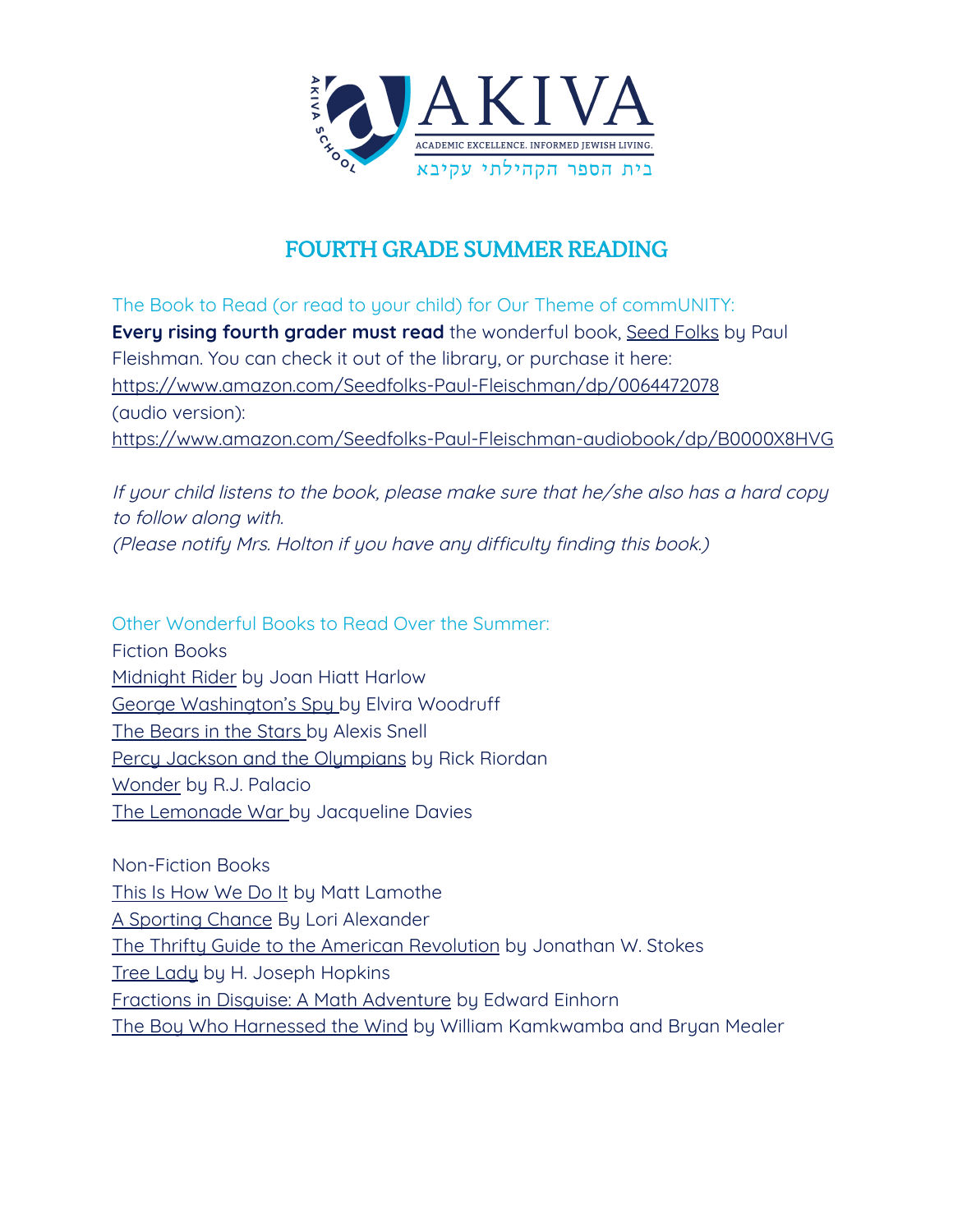AKIVA

ACADEMIC EXCELLENCE. INFORMED JEWISH LIVING.

בית הספר הקהילתי עקיבא

# FOURTH GRADE SUMMER READING

The Book to Read (or read to your child) for Our Theme of commUNITY:

**Every rising fourth grader must read** the wonderful book, Seed Folks by Paul Fleishman. You can check it out of the library, or purchase it here: https://www.amazon.com/Seedfolks-Paul-Fleischman/dp/0064472078

(audio version):

https://www.amazon.com/Seedfolks-Paul-Fleischman-audiobook/dp/B0000X8HVG

*If your child listens to the book, please make sure that he/she also has a hard copy to follow along with.*

*(Please notify Mrs. Holton if you have any difficulty finding this book.)*

Other Wonderful Books to Read Over the Summer:

Fiction Books

Midnight Rider by Joan Hiatt Harlow

George Washington's Spy by Elvira Woodruff

The Bears in the Stars by Alexis Snell

Percy Jackson and the Olympians by Rick Riordan

Wonder by R.J. Palacio

The Lemonade War by Jacqueline Davies

Non-Fiction Books

This Is How We Do It by Matt Lamothe

A Sporting Chance By Lori Alexander

The Thrifty Guide to the American Revolution by Jonathan W. Stokes

Tree Lady by H. Joseph Hopkins

Fractions in Disguise: A Math Adventure by Edward Einhorn

The Boy Who Harnessed the Wind by William Kamkwamba and Bryan Mealer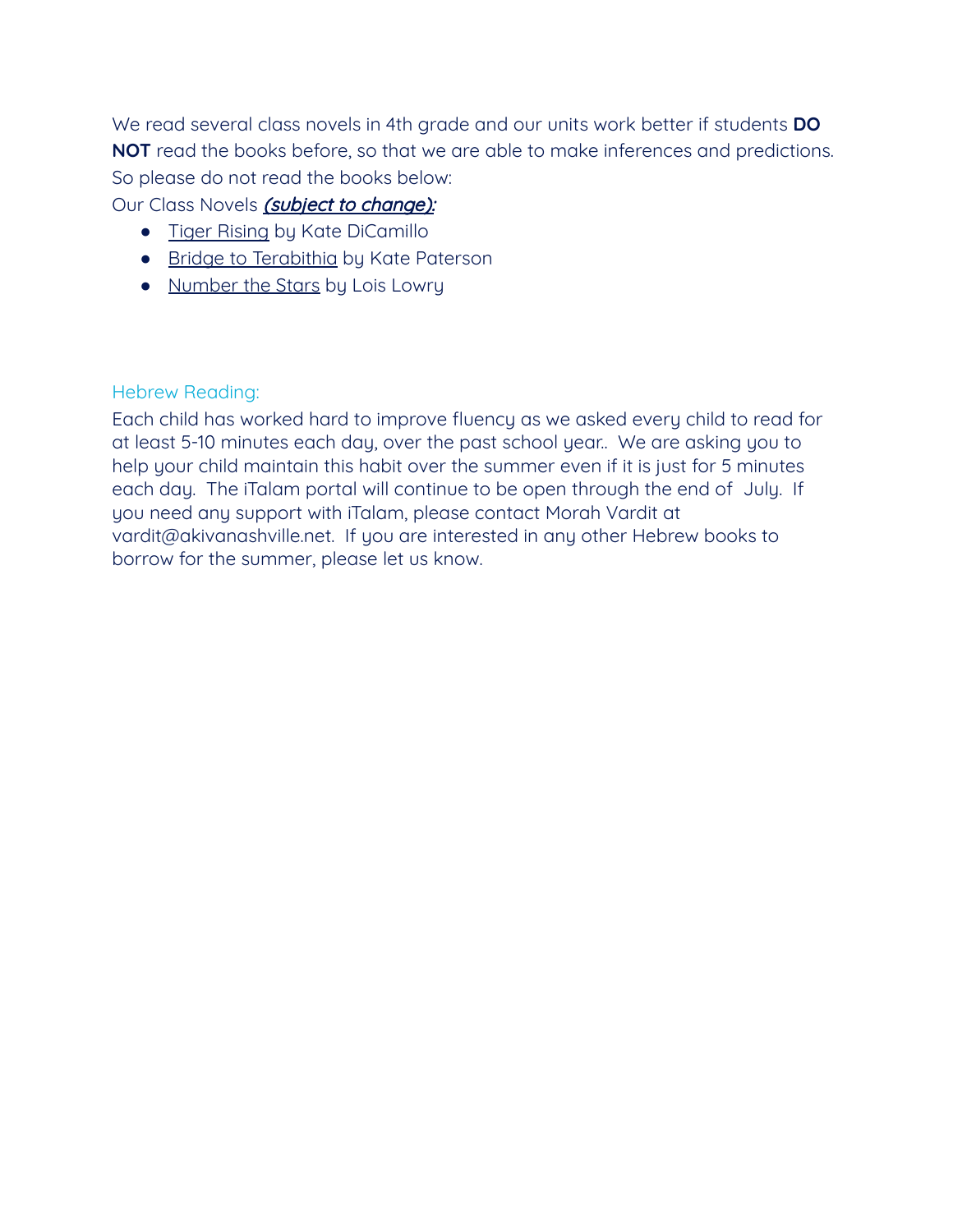We read several class novels in 4th grade and our units work better if students **DO NOT** read the books before, so that we are able to make inferences and predictions. So please do not read the books below:

Our Class Novels ***(subject to change):***

- Tiger Rising by Kate DiCamillo
- Bridge to Terabithia by Kate Paterson
- Number the Stars by Lois Lowry

Hebrew Reading:

Each child has worked hard to improve fluency as we asked every child to read for at least 5-10 minutes each day, over the past school year.. We are asking you to help your child maintain this habit over the summer even if it is just for 5 minutes each day. The iTalam portal will continue to be open through the end of July. If you need any support with iTalam, please contact Morah Vardit at vardit@akivanashville.net. If you are interested in any other Hebrew books to borrow for the summer, please let us know.